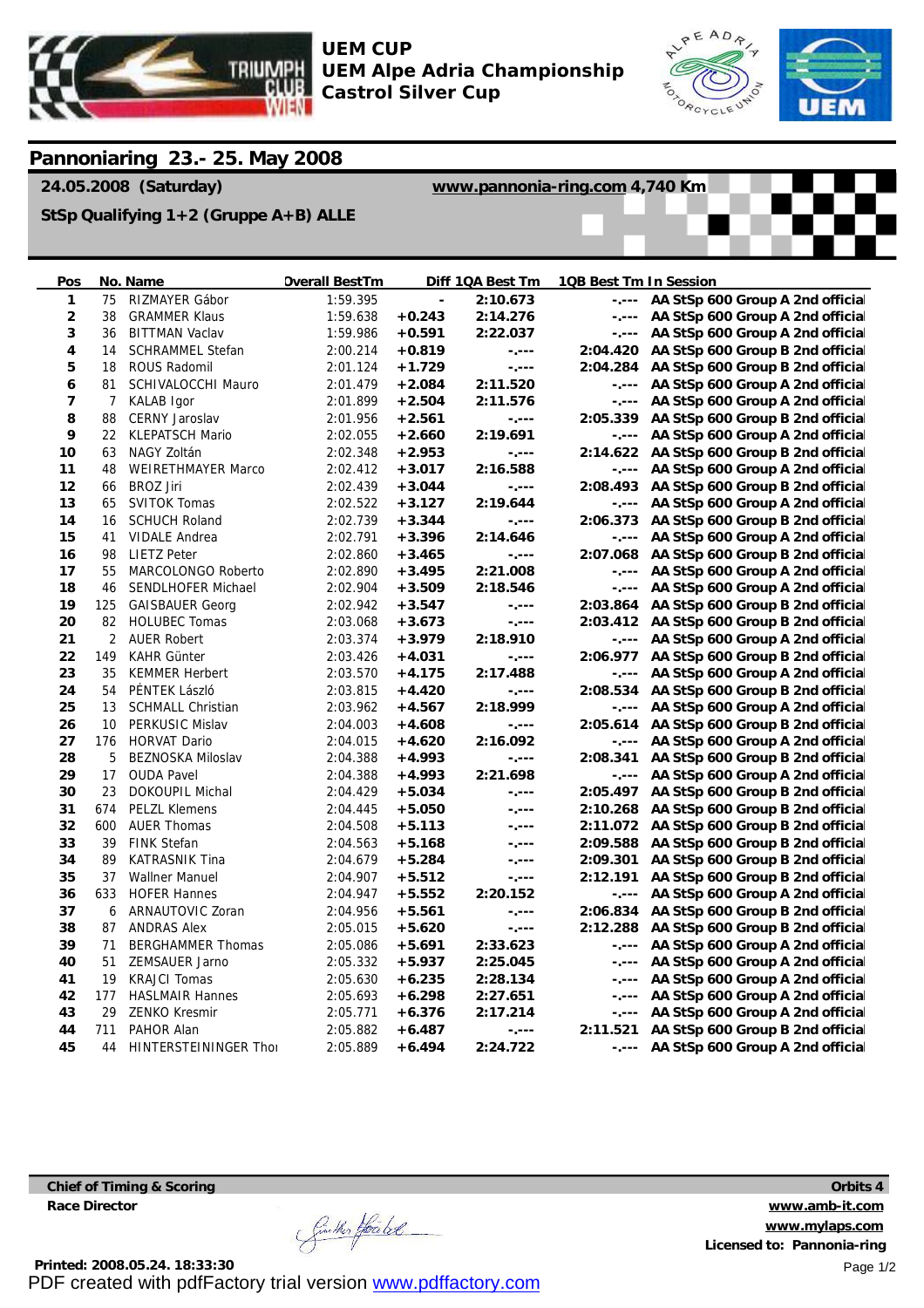**UEM CUP**
**UEM Alpe Adria Championship**
**Castrol Silver Cup**

# Pannoniaring 23.- 25. May 2008

**24.05.2008 (Saturday)** **www.pannonia-ring.com 4,740 Km**

**StSp Qualifying 1+2 (Gruppe A+B) ALLE**

| Pos | No. | Name | Overall BestTm | Diff | 1QA Best Tm | 1QB Best Tm | In Session |
|---|---|---|---|---|---|---|---|
| 1 | 75 | RIZMAYER Gábor | 1:59.395 | - | 2:10.673 | -.--- | AA StSp 600 Group A 2nd official |
| 2 | 38 | GRAMMER Klaus | 1:59.638 | +0.243 | 2:14.276 | -.--- | AA StSp 600 Group A 2nd official |
| 3 | 36 | BITTMAN Vaclav | 1:59.986 | +0.591 | 2:22.037 | -.--- | AA StSp 600 Group A 2nd official |
| 4 | 14 | SCHRAMMEL Stefan | 2:00.214 | +0.819 | -.--- | 2:04.420 | AA StSp 600 Group B 2nd official |
| 5 | 18 | ROUS Radomil | 2:01.124 | +1.729 | -.--- | 2:04.284 | AA StSp 600 Group B 2nd official |
| 6 | 81 | SCHIVALOCCHI Mauro | 2:01.479 | +2.084 | 2:11.520 | -.--- | AA StSp 600 Group A 2nd official |
| 7 | 7 | KALAB Igor | 2:01.899 | +2.504 | 2:11.576 | -.--- | AA StSp 600 Group A 2nd official |
| 8 | 88 | CERNY Jaroslav | 2:01.956 | +2.561 | -.--- | 2:05.339 | AA StSp 600 Group B 2nd official |
| 9 | 22 | KLEPATSCH Mario | 2:02.055 | +2.660 | 2:19.691 | -.--- | AA StSp 600 Group A 2nd official |
| 10 | 63 | NAGY Zoltán | 2:02.348 | +2.953 | -.--- | 2:14.622 | AA StSp 600 Group B 2nd official |
| 11 | 48 | WEIRETHMAYER Marco | 2:02.412 | +3.017 | 2:16.588 | -.--- | AA StSp 600 Group A 2nd official |
| 12 | 66 | BROZ Jiri | 2:02.439 | +3.044 | -.--- | 2:08.493 | AA StSp 600 Group B 2nd official |
| 13 | 65 | SVITOK Tomas | 2:02.522 | +3.127 | 2:19.644 | -.--- | AA StSp 600 Group A 2nd official |
| 14 | 16 | SCHUCH Roland | 2:02.739 | +3.344 | -.--- | 2:06.373 | AA StSp 600 Group B 2nd official |
| 15 | 41 | VIDALE Andrea | 2:02.791 | +3.396 | 2:14.646 | -.--- | AA StSp 600 Group A 2nd official |
| 16 | 98 | LIETZ Peter | 2:02.860 | +3.465 | -.--- | 2:07.068 | AA StSp 600 Group B 2nd official |
| 17 | 55 | MARCOLONGO Roberto | 2:02.890 | +3.495 | 2:21.008 | -.--- | AA StSp 600 Group A 2nd official |
| 18 | 46 | SENDLHOFER Michael | 2:02.904 | +3.509 | 2:18.546 | -.--- | AA StSp 600 Group A 2nd official |
| 19 | 125 | GAISBAUER Georg | 2:02.942 | +3.547 | -.--- | 2:03.864 | AA StSp 600 Group B 2nd official |
| 20 | 82 | HOLUBEC Tomas | 2:03.068 | +3.673 | -.--- | 2:03.412 | AA StSp 600 Group B 2nd official |
| 21 | 2 | AUER Robert | 2:03.374 | +3.979 | 2:18.910 | -.--- | AA StSp 600 Group A 2nd official |
| 22 | 149 | KAHR Günter | 2:03.426 | +4.031 | -.--- | 2:06.977 | AA StSp 600 Group B 2nd official |
| 23 | 35 | KEMMER Herbert | 2:03.570 | +4.175 | 2:17.488 | -.--- | AA StSp 600 Group A 2nd official |
| 24 | 54 | PÉNTEK László | 2:03.815 | +4.420 | -.--- | 2:08.534 | AA StSp 600 Group B 2nd official |
| 25 | 13 | SCHMALL Christian | 2:03.962 | +4.567 | 2:18.999 | -.--- | AA StSp 600 Group A 2nd official |
| 26 | 10 | PERKUSIC Mislav | 2:04.003 | +4.608 | -.--- | 2:05.614 | AA StSp 600 Group B 2nd official |
| 27 | 176 | HORVAT Dario | 2:04.015 | +4.620 | 2:16.092 | -.--- | AA StSp 600 Group A 2nd official |
| 28 | 5 | BEZNOSKA Miloslav | 2:04.388 | +4.993 | -.--- | 2:08.341 | AA StSp 600 Group B 2nd official |
| 29 | 17 | OUDA Pavel | 2:04.388 | +4.993 | 2:21.698 | -.--- | AA StSp 600 Group A 2nd official |
| 30 | 23 | DOKOUPIL Michal | 2:04.429 | +5.034 | -.--- | 2:05.497 | AA StSp 600 Group B 2nd official |
| 31 | 674 | PELZL Klemens | 2:04.445 | +5.050 | -.--- | 2:10.268 | AA StSp 600 Group B 2nd official |
| 32 | 600 | AUER Thomas | 2:04.508 | +5.113 | -.--- | 2:11.072 | AA StSp 600 Group B 2nd official |
| 33 | 39 | FINK Stefan | 2:04.563 | +5.168 | -.--- | 2:09.588 | AA StSp 600 Group B 2nd official |
| 34 | 89 | KATRASNIK Tina | 2:04.679 | +5.284 | -.--- | 2:09.301 | AA StSp 600 Group B 2nd official |
| 35 | 37 | Wallner Manuel | 2:04.907 | +5.512 | -.--- | 2:12.191 | AA StSp 600 Group B 2nd official |
| 36 | 633 | HOFER Hannes | 2:04.947 | +5.552 | 2:20.152 | -.--- | AA StSp 600 Group A 2nd official |
| 37 | 6 | ARNAUTOVIC Zoran | 2:04.956 | +5.561 | -.--- | 2:06.834 | AA StSp 600 Group B 2nd official |
| 38 | 87 | ANDRAS Alex | 2:05.015 | +5.620 | -.--- | 2:12.288 | AA StSp 600 Group B 2nd official |
| 39 | 71 | BERGHAMMER Thomas | 2:05.086 | +5.691 | 2:33.623 | -.--- | AA StSp 600 Group A 2nd official |
| 40 | 51 | ZEMSAUER Jarno | 2:05.332 | +5.937 | 2:25.045 | -.--- | AA StSp 600 Group A 2nd official |
| 41 | 19 | KRAJCI Tomas | 2:05.630 | +6.235 | 2:28.134 | -.--- | AA StSp 600 Group A 2nd official |
| 42 | 177 | HASLMAIR Hannes | 2:05.693 | +6.298 | 2:27.651 | -.--- | AA StSp 600 Group A 2nd official |
| 43 | 29 | ZENKO Kresmir | 2:05.771 | +6.376 | 2:17.214 | -.--- | AA StSp 600 Group A 2nd official |
| 44 | 711 | PAHOR Alan | 2:05.882 | +6.487 | -.--- | 2:11.521 | AA StSp 600 Group B 2nd official |
| 45 | 44 | HINTERSTEININGER Thoı | 2:05.889 | +6.494 | 2:24.722 | -.--- | AA StSp 600 Group A 2nd official |

**Chief of Timing & Scoring**
**Race Director**

**Orbits 4**
**www.amb-it.com**
**www.mylaps.com**
**Licensed to: Pannonia-ring**

**Printed: 2008.05.24. 18:33:30**

PDF created with pdfFactory trial version www.pdffactory.com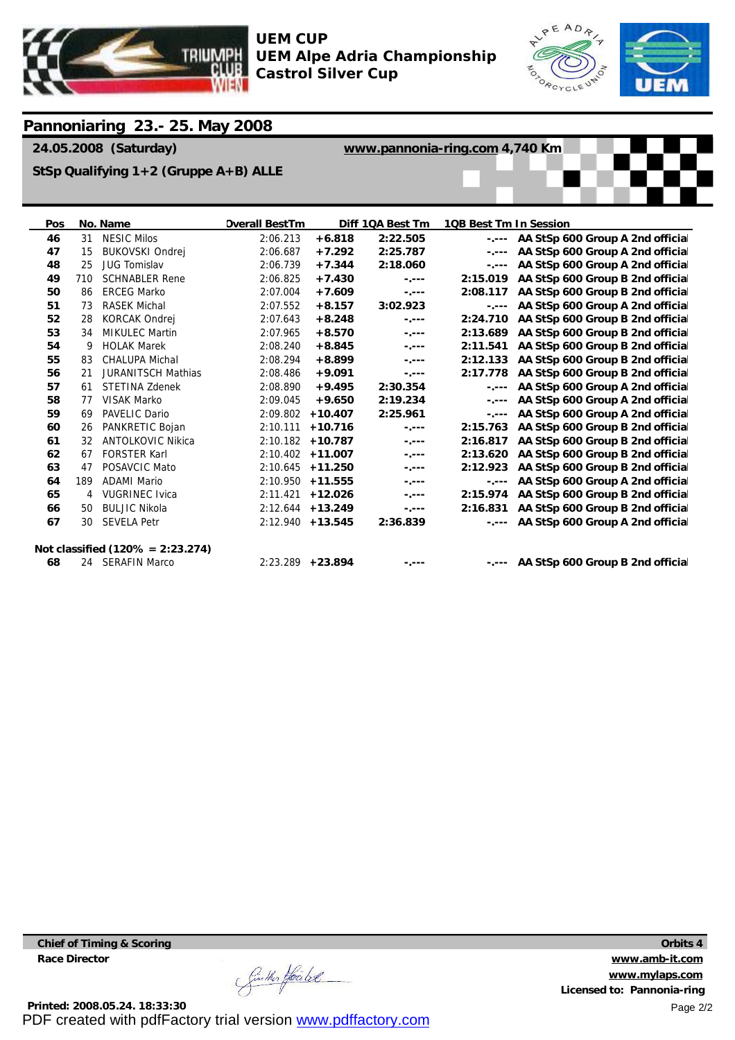**UEM CUP**
**UEM Alpe Adria Championship**
**Castrol Silver Cup**

## Pannoniaring 23.- 25. May 2008

**24.05.2008 (Saturday)**

**www.pannonia-ring.com 4,740 Km**

**StSp Qualifying 1+2 (Gruppe A+B) ALLE**

| Pos | No. | Name | Overall BestTm | Diff | 1QA Best Tm | 1QB Best Tm | In Session |
|---|---|---|---|---|---|---|---|
| 46 | 31 | NESIC Milos | 2:06.213 | +6.818 | 2:22.505 | -.--- | AA StSp 600 Group A 2nd official |
| 47 | 15 | BUKOVSKI Ondrej | 2:06.687 | +7.292 | 2:25.787 | -.--- | AA StSp 600 Group A 2nd official |
| 48 | 25 | JUG Tomislav | 2:06.739 | +7.344 | 2:18.060 | -.--- | AA StSp 600 Group A 2nd official |
| 49 | 710 | SCHNABLER Rene | 2:06.825 | +7.430 | -.--- | 2:15.019 | AA StSp 600 Group B 2nd official |
| 50 | 86 | ERCEG Marko | 2:07.004 | +7.609 | -.--- | 2:08.117 | AA StSp 600 Group B 2nd official |
| 51 | 73 | RASEK Michal | 2:07.552 | +8.157 | 3:02.923 | -.--- | AA StSp 600 Group A 2nd official |
| 52 | 28 | KORCAK Ondrej | 2:07.643 | +8.248 | -.--- | 2:24.710 | AA StSp 600 Group B 2nd official |
| 53 | 34 | MIKULEC Martin | 2:07.965 | +8.570 | -.--- | 2:13.689 | AA StSp 600 Group B 2nd official |
| 54 | 9 | HOLAK Marek | 2:08.240 | +8.845 | -.--- | 2:11.541 | AA StSp 600 Group B 2nd official |
| 55 | 83 | CHALUPA Michal | 2:08.294 | +8.899 | -.--- | 2:12.133 | AA StSp 600 Group B 2nd official |
| 56 | 21 | JURANITSCH Mathias | 2:08.486 | +9.091 | -.--- | 2:17.778 | AA StSp 600 Group B 2nd official |
| 57 | 61 | STETINA Zdenek | 2:08.890 | +9.495 | 2:30.354 | -.--- | AA StSp 600 Group A 2nd official |
| 58 | 77 | VISAK Marko | 2:09.045 | +9.650 | 2:19.234 | -.--- | AA StSp 600 Group A 2nd official |
| 59 | 69 | PAVELIC Dario | 2:09.802 | +10.407 | 2:25.961 | -.--- | AA StSp 600 Group A 2nd official |
| 60 | 26 | PANKRETIC Bojan | 2:10.111 | +10.716 | -.--- | 2:15.763 | AA StSp 600 Group B 2nd official |
| 61 | 32 | ANTOLKOVIC Nikica | 2:10.182 | +10.787 | -.--- | 2:16.817 | AA StSp 600 Group B 2nd official |
| 62 | 67 | FORSTER Karl | 2:10.402 | +11.007 | -.--- | 2:13.620 | AA StSp 600 Group B 2nd official |
| 63 | 47 | POSAVCIC Mato | 2:10.645 | +11.250 | -.--- | 2:12.923 | AA StSp 600 Group B 2nd official |
| 64 | 189 | ADAMI Mario | 2:10.950 | +11.555 | -.--- | -.--- | AA StSp 600 Group A 2nd official |
| 65 | 4 | VUGRINEC Ivica | 2:11.421 | +12.026 | -.--- | 2:15.974 | AA StSp 600 Group B 2nd official |
| 66 | 50 | BULJIC Nikola | 2:12.644 | +13.249 | -.--- | 2:16.831 | AA StSp 600 Group B 2nd official |
| 67 | 30 | SEVELA Petr | 2:12.940 | +13.545 | 2:36.839 | -.--- | AA StSp 600 Group A 2nd official |
| **Not classified (120% = 2:23.274)** | | | | | | | |
| 68 | 24 | SERAFIN Marco | 2:23.289 | +23.894 | -.--- | -.--- | AA StSp 600 Group B 2nd official |

**Chief of Timing & Scoring**

**Race Director**

**Orbits 4**

**www.amb-it.com**

**www.mylaps.com**

**Licensed to: Pannonia-ring**

**Printed: 2008.05.24. 18:33:30**

PDF created with pdfFactory trial version www.pdffactory.com